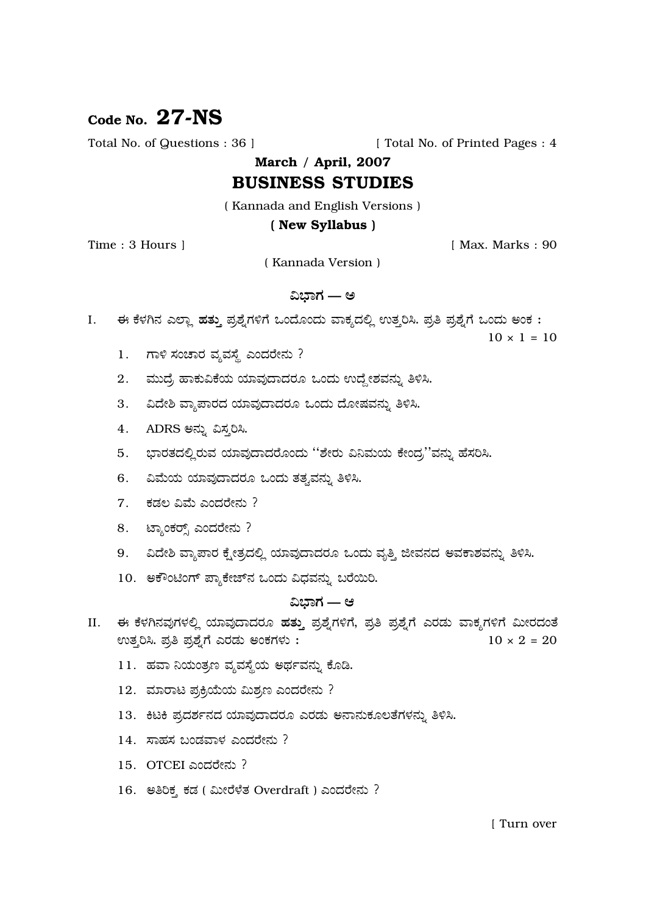# Code No. 27-NS

Total No. of Questions : 36 ] [ Total No. of Printed Pages : 4

## March / April, 2007

## BUSINESS STUDIES

( Kannada and English Versions )

**( New Syllabus )**

Time : 3 Hours ] [ Max. Marks : 90

( Kannada Version )

### ವಿಭಾಗ — ಅ

I. ಈ ಕೆಳಗಿನ ಎಲ್ಲಾ **ಹತ್ತು** ಪ್ರಶ್ನೆಗಳಿಗೆ ಒಂದೊಂದು ವಾಕ್ಯದಲ್ಲಿ ಉತ್ತರಿಸಿ. ಪ್ರತಿ ಪ್ರಶ್ನೆಗೆ ಒಂದು ಅಂಕ : $10 \times 1 = 10$

1. ಗಾಳಿ ಸಂಚಾರ ವ್ಯವಸ್ಥೆ ಎಂದರೇನು ?
2. ಮುದ್ರೆ ಹಾಕುವಿಕೆಯ ಯಾವುದಾದರೂ ಒಂದು ಉದ್ದೇಶವನ್ನು ತಿಳಿಸಿ.
3. ವಿದೇಶಿ ವ್ಯಾಪಾರದ ಯಾವುದಾದರೂ ಒಂದು ದೋಷವನ್ನು ತಿಳಿಸಿ.
4. ADRS ಅನ್ನು ವಿಸ್ತರಿಸಿ.
5. ಭಾರತದಲ್ಲಿರುವ ಯಾವುದಾದರೊಂದು ''ಶೇರು ವಿನಿಮಯ ಕೇಂದ್ರ''ವನ್ನು ಹೆಸರಿಸಿ.
6. ವಿಮೆಯ ಯಾವುದಾದರೂ ಒಂದು ತತ್ವವನ್ನು ತಿಳಿಸಿ.
7. ಕಡಲ ವಿಮೆ ಎಂದರೇನು ?
8. ಟ್ಯಾಂಕರ್ಸ್ ಎಂದರೇನು ?
9. ವಿದೇಶಿ ವ್ಯಾಪಾರ ಕ್ಷೇತ್ರದಲ್ಲಿ ಯಾವುದಾದರೂ ಒಂದು ವೃತ್ತಿ ಜೀವನದ ಅವಕಾಶವನ್ನು ತಿಳಿಸಿ.
10. ಅಕೌಂಟಿಂಗ್ ಪ್ಯಾಕೇಜ್‌ನ ಒಂದು ವಿಧವನ್ನು ಬರೆಯಿರಿ.

### ವಿಭಾಗ — ಆ

II. ಈ ಕೆಳಗಿನವುಗಳಲ್ಲಿ ಯಾವುದಾದರೂ **ಹತ್ತು** ಪ್ರಶ್ನೆಗಳಿಗೆ, ಪ್ರತಿ ಪ್ರಶ್ನೆಗೆ ಎರಡು ವಾಕ್ಯಗಳಿಗೆ ಮೀರದಂತೆ ಉತ್ತರಿಸಿ. ಪ್ರತಿ ಪ್ರಶ್ನೆಗೆ ಎರಡು ಅಂಕಗಳು : $10 \times 2 = 20$

11. ಹವಾ ನಿಯಂತ್ರಣ ವ್ಯವಸ್ಥೆಯ ಅರ್ಥವನ್ನು ಕೊಡಿ.
12. ಮಾರಾಟ ಪ್ರಕ್ರಿಯೆಯ ಮಿಶ್ರಣ ಎಂದರೇನು ?
13. ಕಿಟಕಿ ಪ್ರದರ್ಶನದ ಯಾವುದಾದರೂ ಎರಡು ಅನಾನುಕೂಲತೆಗಳನ್ನು ತಿಳಿಸಿ.
14. ಸಾಹಸ ಬಂಡವಾಳ ಎಂದರೇನು ?
15. OTCEI ಎಂದರೇನು ?
16. ಅತಿರಿಕ್ತ ಕಡ ( ಮೀರೆಳೆತ Overdraft ) ಎಂದರೇನು ?

[ Turn over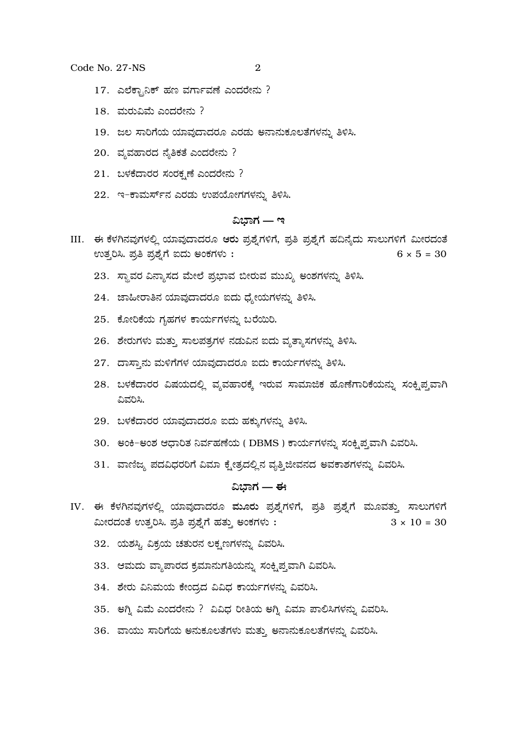17. ಎಲೆಕ್ಟ್ರಾನಿಕ್ ಹಣ ವರ್ಗಾವಣೆ ಎಂದರೇನು ?

18. ಮರುವಿಮೆ ಎಂದರೇನು ?

19. ಜಲ ಸಾರಿಗೆಯ ಯಾವುದಾದರೂ ಎರಡು ಅನಾನುಕೂಲತೆಗಳನ್ನು ತಿಳಿಸಿ.

20. ವ್ಯವಹಾರದ ನೈತಿಕತೆ ಎಂದರೇನು ?

21. ಬಳಕೆದಾರರ ಸಂರಕ್ಷಣೆ ಎಂದರೇನು ?

22. ಇ-ಕಾಮರ್ಸ್‌ನ ಎರಡು ಉಪಯೋಗಗಳನ್ನು ತಿಳಿಸಿ.

## ವಿಭಾಗ — ಇ

III. ಈ ಕೆಳಗಿನವುಗಳಲ್ಲಿ ಯಾವುದಾದರೂ **ಆರು** ಪ್ರಶ್ನೆಗಳಿಗೆ, ಪ್ರತಿ ಪ್ರಶ್ನೆಗೆ ಹದಿನೈದು ಸಾಲುಗಳಿಗೆ ಮೀರದಂತೆ ಉತ್ತರಿಸಿ. ಪ್ರತಿ ಪ್ರಶ್ನೆಗೆ ಐದು ಅಂಕಗಳು : $6 \times 5 = 30$

23. ಸ್ಥಾವರ ವಿನ್ಯಾಸದ ಮೇಲೆ ಪ್ರಭಾವ ಬೀರುವ ಮುಖ್ಯ ಅಂಶಗಳನ್ನು ತಿಳಿಸಿ.

24. ಜಾಹೀರಾತಿನ ಯಾವುದಾದರೂ ಐದು ಧ್ಯೇಯಗಳನ್ನು ತಿಳಿಸಿ.

25. ಕೋರಿಕೆಯ ಗೃಹಗಳ ಕಾರ್ಯಗಳನ್ನು ಬರೆಯಿರಿ.

26. ಶೇರುಗಳು ಮತ್ತು ಸಾಲಪತ್ರಗಳ ನಡುವಿನ ಐದು ವ್ಯತ್ಯಾಸಗಳನ್ನು ತಿಳಿಸಿ.

27. ದಾಸ್ತಾನು ಮಳಿಗೆಗಳ ಯಾವುದಾದರೂ ಐದು ಕಾರ್ಯಗಳನ್ನು ತಿಳಿಸಿ.

28. ಬಳಕೆದಾರರ ವಿಷಯದಲ್ಲಿ ವ್ಯವಹಾರಕ್ಕೆ ಇರುವ ಸಾಮಾಜಿಕ ಹೊಣೆಗಾರಿಕೆಯನ್ನು ಸಂಕ್ಷಿಪ್ತವಾಗಿ ವಿವರಿಸಿ.

29. ಬಳಕೆದಾರರ ಯಾವುದಾದರೂ ಐದು ಹಕ್ಕುಗಳನ್ನು ತಿಳಿಸಿ.

30. ಅಂಕಿ-ಅಂಶ ಆಧಾರಿತ ನಿರ್ವಹಣೆಯ ( DBMS ) ಕಾರ್ಯಗಳನ್ನು ಸಂಕ್ಷಿಪ್ತವಾಗಿ ವಿವರಿಸಿ.

31. ವಾಣಿಜ್ಯ ಪದವಿಧರರಿಗೆ ವಿಮಾ ಕ್ಷೇತ್ರದಲ್ಲಿನ ವೃತ್ತಿಜೀವನದ ಅವಕಾಶಗಳನ್ನು ವಿವರಿಸಿ.

## ವಿಭಾಗ — ಈ

IV. ಈ ಕೆಳಗಿನವುಗಳಲ್ಲಿ ಯಾವುದಾದರೂ **ಮೂರು** ಪ್ರಶ್ನೆಗಳಿಗೆ, ಪ್ರತಿ ಪ್ರಶ್ನೆಗೆ ಮೂವತ್ತು ಸಾಲುಗಳಿಗೆ ಮೀರದಂತೆ ಉತ್ತರಿಸಿ. ಪ್ರತಿ ಪ್ರಶ್ನೆಗೆ ಹತ್ತು ಅಂಕಗಳು : $3 \times 10 = 30$

32. ಯಶಸ್ವಿ ವಿಕ್ರಯ ಚತುರನ ಲಕ್ಷಣಗಳನ್ನು ವಿವರಿಸಿ.

33. ಆಮದು ವ್ಯಾಪಾರದ ಕ್ರಮಾನುಗತಿಯನ್ನು ಸಂಕ್ಷಿಪ್ತವಾಗಿ ವಿವರಿಸಿ.

34. ಶೇರು ವಿನಿಮಯ ಕೇಂದ್ರದ ವಿವಿಧ ಕಾರ್ಯಗಳನ್ನು ವಿವರಿಸಿ.

35. ಅಗ್ನಿ ವಿಮೆ ಎಂದರೇನು ? ವಿವಿಧ ರೀತಿಯ ಅಗ್ನಿ ವಿಮಾ ಪಾಲಿಸಿಗಳನ್ನು ವಿವರಿಸಿ.

36. ವಾಯು ಸಾರಿಗೆಯ ಅನುಕೂಲತೆಗಳು ಮತ್ತು ಅನಾನುಕೂಲತೆಗಳನ್ನು ವಿವರಿಸಿ.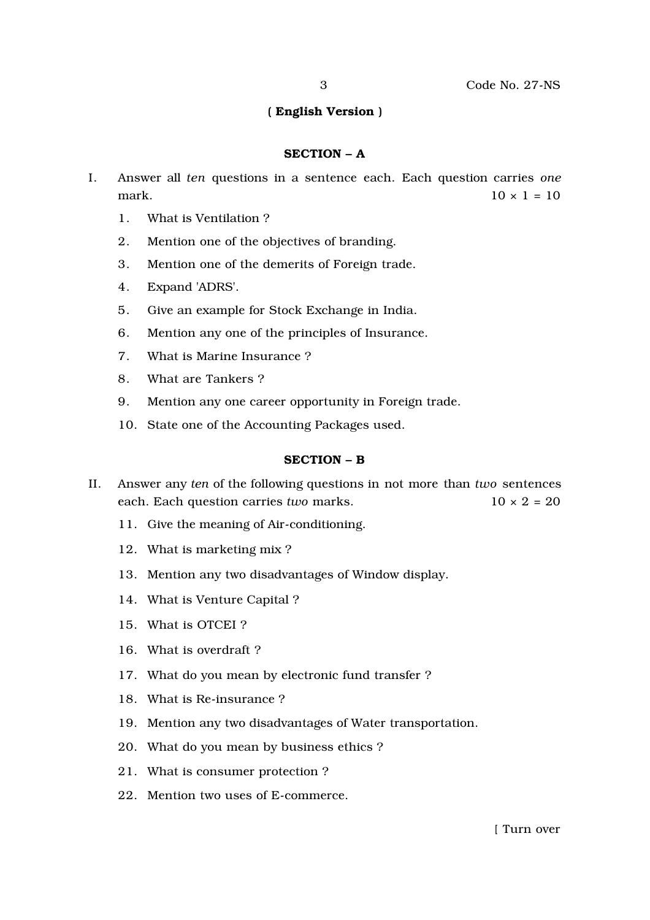( **English Version** )

## SECTION – A

I. Answer all *ten* questions in a sentence each. Each question carries *one* mark. $10 \times 1 = 10$

1. What is Ventilation ?
2. Mention one of the objectives of branding.
3. Mention one of the demerits of Foreign trade.
4. Expand 'ADRS'.
5. Give an example for Stock Exchange in India.
6. Mention any one of the principles of Insurance.
7. What is Marine Insurance ?
8. What are Tankers ?
9. Mention any one career opportunity in Foreign trade.
10. State one of the Accounting Packages used.

## SECTION – B

II. Answer any *ten* of the following questions in not more than *two* sentences each. Each question carries *two* marks. $10 \times 2 = 20$

11. Give the meaning of Air-conditioning.
12. What is marketing mix ?
13. Mention any two disadvantages of Window display.
14. What is Venture Capital ?
15. What is OTCEI ?
16. What is overdraft ?
17. What do you mean by electronic fund transfer ?
18. What is Re-insurance ?
19. Mention any two disadvantages of Water transportation.
20. What do you mean by business ethics ?
21. What is consumer protection ?
22. Mention two uses of E-commerce.

[ Turn over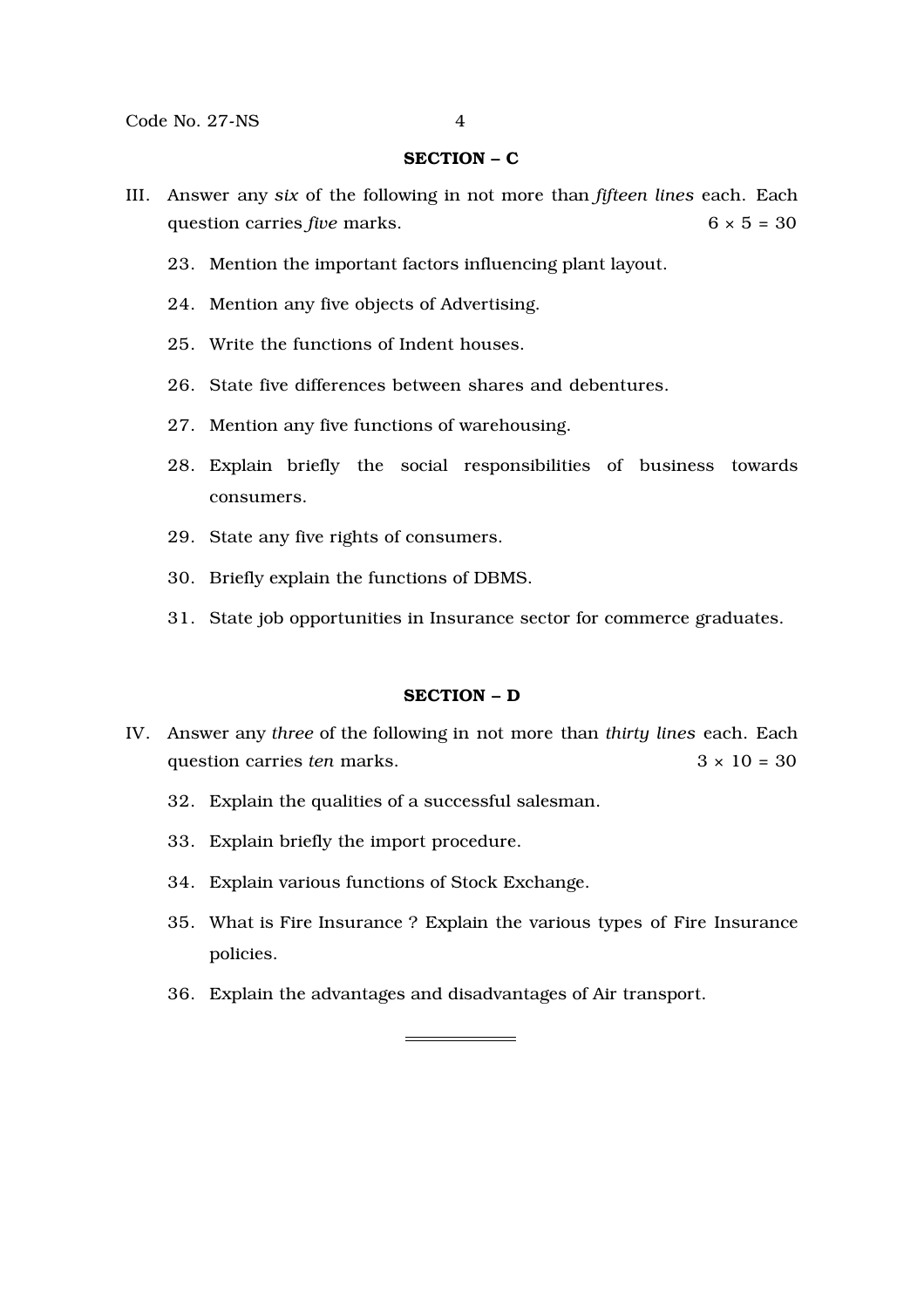## SECTION – C

III. Answer any *six* of the following in not more than *fifteen lines* each. Each question carries *five* marks. $6 \times 5 = 30$

23. Mention the important factors influencing plant layout.
24. Mention any five objects of Advertising.
25. Write the functions of Indent houses.
26. State five differences between shares and debentures.
27. Mention any five functions of warehousing.
28. Explain briefly the social responsibilities of business towards consumers.
29. State any five rights of consumers.
30. Briefly explain the functions of DBMS.
31. State job opportunities in Insurance sector for commerce graduates.

## SECTION – D

IV. Answer any *three* of the following in not more than *thirty lines* each. Each question carries *ten* marks. $3 \times 10 = 30$

32. Explain the qualities of a successful salesman.
33. Explain briefly the import procedure.
34. Explain various functions of Stock Exchange.
35. What is Fire Insurance ? Explain the various types of Fire Insurance policies.
36. Explain the advantages and disadvantages of Air transport.